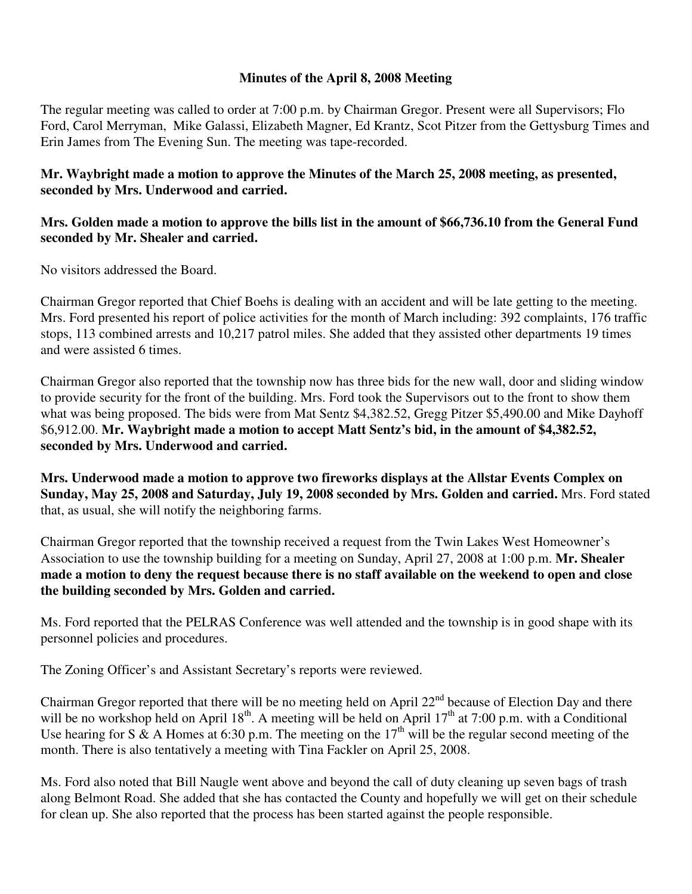**Minutes of the April 8, 2008 Meeting**

The regular meeting was called to order at 7:00 p.m. by Chairman Gregor. Present were all Supervisors; Flo Ford, Carol Merryman, Mike Galassi, Elizabeth Magner, Ed Krantz, Scot Pitzer from the Gettysburg Times and Erin James from The Evening Sun. The meeting was tape-recorded.

**Mr. Waybright made a motion to approve the Minutes of the March 25, 2008 meeting, as presented, seconded by Mrs. Underwood and carried.**

**Mrs. Golden made a motion to approve the bills list in the amount of $66,736.10 from the General Fund seconded by Mr. Shealer and carried.**

No visitors addressed the Board.

Chairman Gregor reported that Chief Boehs is dealing with an accident and will be late getting to the meeting. Mrs. Ford presented his report of police activities for the month of March including: 392 complaints, 176 traffic stops, 113 combined arrests and 10,217 patrol miles. She added that they assisted other departments 19 times and were assisted 6 times.

Chairman Gregor also reported that the township now has three bids for the new wall, door and sliding window to provide security for the front of the building. Mrs. Ford took the Supervisors out to the front to show them what was being proposed. The bids were from Mat Sentz $4,382.52, Gregg Pitzer $5,490.00 and Mike Dayhoff $6,912.00. **Mr. Waybright made a motion to accept Matt Sentz's bid, in the amount of $4,382.52, seconded by Mrs. Underwood and carried.**

**Mrs. Underwood made a motion to approve two fireworks displays at the Allstar Events Complex on Sunday, May 25, 2008 and Saturday, July 19, 2008 seconded by Mrs. Golden and carried.** Mrs. Ford stated that, as usual, she will notify the neighboring farms.

Chairman Gregor reported that the township received a request from the Twin Lakes West Homeowner's Association to use the township building for a meeting on Sunday, April 27, 2008 at 1:00 p.m. **Mr. Shealer made a motion to deny the request because there is no staff available on the weekend to open and close the building seconded by Mrs. Golden and carried.**

Ms. Ford reported that the PELRAS Conference was well attended and the township is in good shape with its personnel policies and procedures.

The Zoning Officer's and Assistant Secretary's reports were reviewed.

Chairman Gregor reported that there will be no meeting held on April 22nd because of Election Day and there will be no workshop held on April 18th. A meeting will be held on April 17th at 7:00 p.m. with a Conditional Use hearing for S & A Homes at 6:30 p.m. The meeting on the 17th will be the regular second meeting of the month. There is also tentatively a meeting with Tina Fackler on April 25, 2008.

Ms. Ford also noted that Bill Naugle went above and beyond the call of duty cleaning up seven bags of trash along Belmont Road. She added that she has contacted the County and hopefully we will get on their schedule for clean up. She also reported that the process has been started against the people responsible.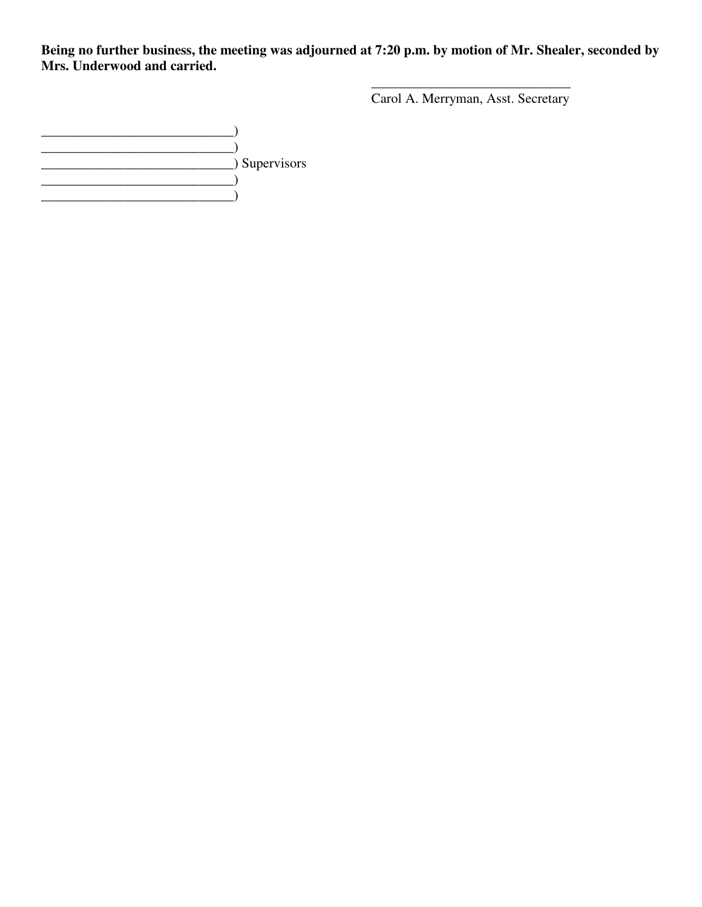**Being no further business, the meeting was adjourned at 7:20 p.m. by motion of Mr. Shealer, seconded by Mrs. Underwood and carried.**

______________________________
Carol A. Merryman, Asst. Secretary

______________________________)
______________________________)
______________________________) Supervisors
______________________________)
______________________________)